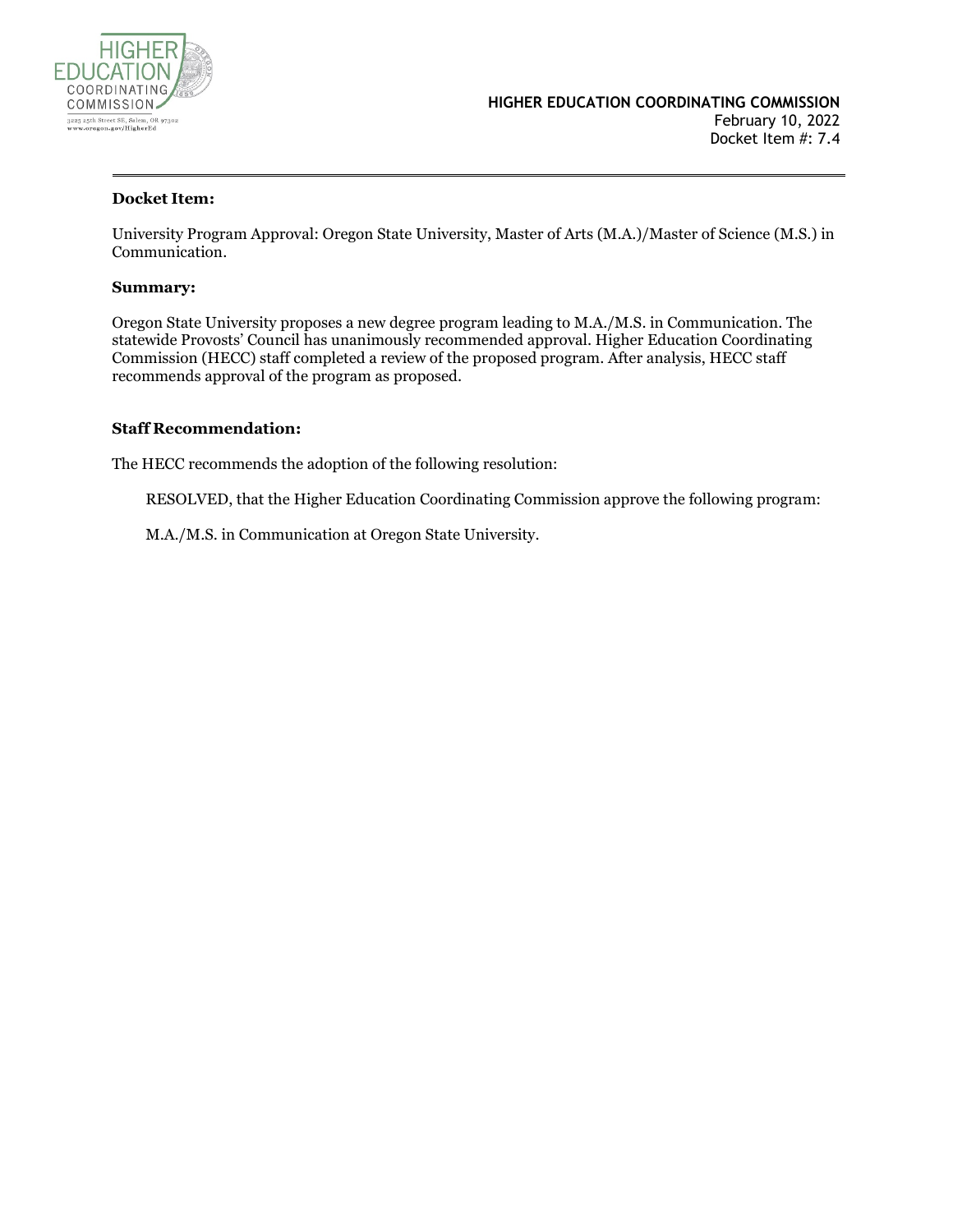HIGHER EDUCATION COORDINATING COMMISSION

3225 25th Street SE, Salem, OR 97302
www.oregon.gov/HigherEd

**HIGHER EDUCATION COORDINATING COMMISSION**
February 10, 2022
Docket Item #: 7.4

---

**Docket Item:**

University Program Approval: Oregon State University, Master of Arts (M.A.)/Master of Science (M.S.) in Communication.

**Summary:**

Oregon State University proposes a new degree program leading to M.A./M.S. in Communication. The statewide Provosts' Council has unanimously recommended approval. Higher Education Coordinating Commission (HECC) staff completed a review of the proposed program. After analysis, HECC staff recommends approval of the program as proposed.

**Staff Recommendation:**

The HECC recommends the adoption of the following resolution:

> RESOLVED, that the Higher Education Coordinating Commission approve the following program:
>
> M.A./M.S. in Communication at Oregon State University.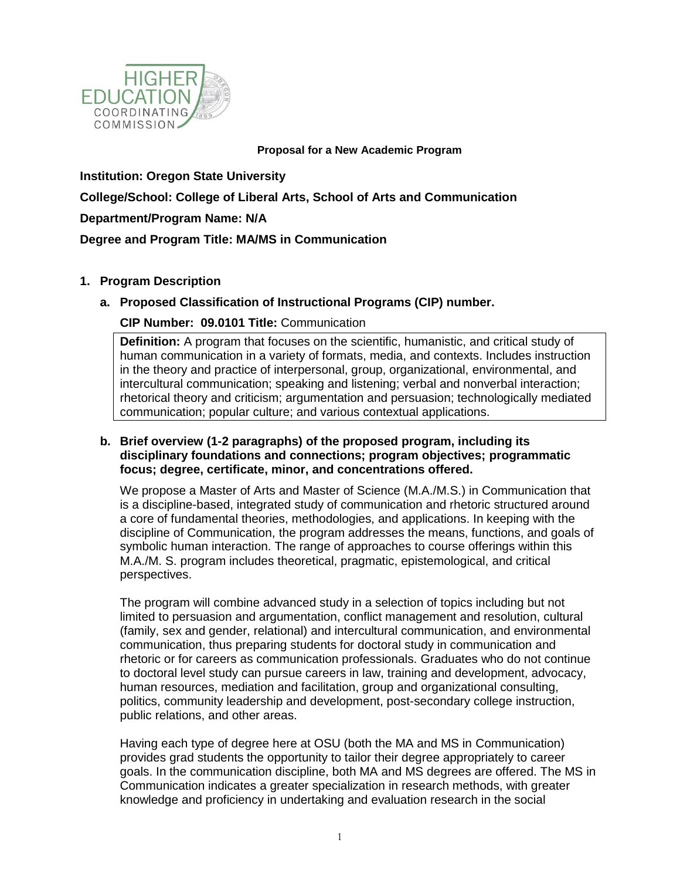**Proposal for a New Academic Program**

**Institution: Oregon State University**

**College/School: College of Liberal Arts, School of Arts and Communication**

**Department/Program Name: N/A**

**Degree and Program Title: MA/MS in Communication**

## 1. Program Description

### a. Proposed Classification of Instructional Programs (CIP) number.

**CIP Number: 09.0101 Title:** Communication

> **Definition:** A program that focuses on the scientific, humanistic, and critical study of human communication in a variety of formats, media, and contexts. Includes instruction in the theory and practice of interpersonal, group, organizational, environmental, and intercultural communication; speaking and listening; verbal and nonverbal interaction; rhetorical theory and criticism; argumentation and persuasion; technologically mediated communication; popular culture; and various contextual applications.

### b. Brief overview (1-2 paragraphs) of the proposed program, including its disciplinary foundations and connections; program objectives; programmatic focus; degree, certificate, minor, and concentrations offered.

We propose a Master of Arts and Master of Science (M.A./M.S.) in Communication that is a discipline-based, integrated study of communication and rhetoric structured around a core of fundamental theories, methodologies, and applications. In keeping with the discipline of Communication, the program addresses the means, functions, and goals of symbolic human interaction. The range of approaches to course offerings within this M.A./M. S. program includes theoretical, pragmatic, epistemological, and critical perspectives.

The program will combine advanced study in a selection of topics including but not limited to persuasion and argumentation, conflict management and resolution, cultural (family, sex and gender, relational) and intercultural communication, and environmental communication, thus preparing students for doctoral study in communication and rhetoric or for careers as communication professionals. Graduates who do not continue to doctoral level study can pursue careers in law, training and development, advocacy, human resources, mediation and facilitation, group and organizational consulting, politics, community leadership and development, post-secondary college instruction, public relations, and other areas.

Having each type of degree here at OSU (both the MA and MS in Communication) provides grad students the opportunity to tailor their degree appropriately to career goals. In the communication discipline, both MA and MS degrees are offered. The MS in Communication indicates a greater specialization in research methods, with greater knowledge and proficiency in undertaking and evaluation research in the social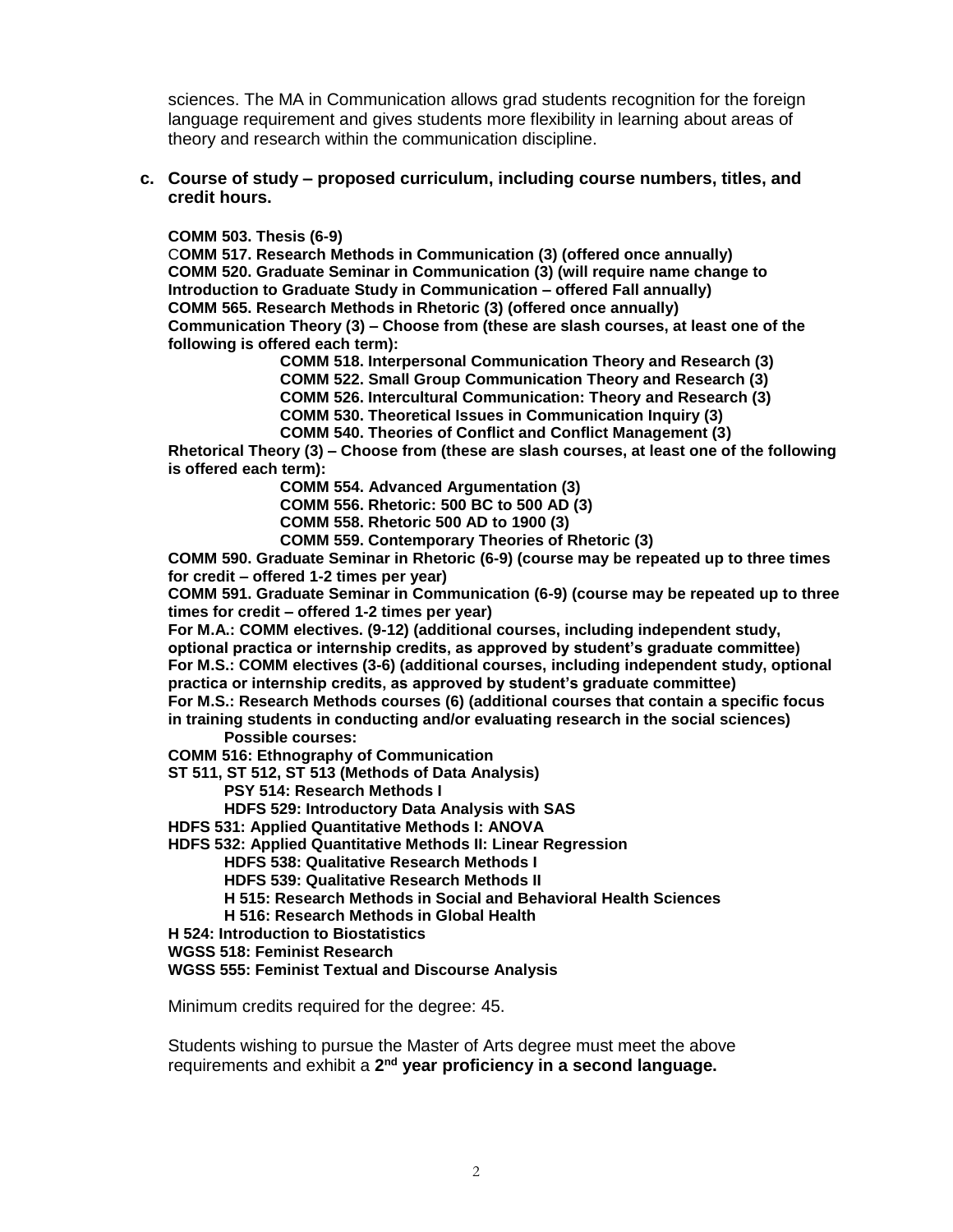sciences. The MA in Communication allows grad students recognition for the foreign language requirement and gives students more flexibility in learning about areas of theory and research within the communication discipline.

**c. Course of study – proposed curriculum, including course numbers, titles, and credit hours.**

**COMM 503. Thesis (6-9)**
**COMM 517. Research Methods in Communication (3) (offered once annually)**
**COMM 520. Graduate Seminar in Communication (3) (will require name change to Introduction to Graduate Study in Communication – offered Fall annually)**
**COMM 565. Research Methods in Rhetoric (3) (offered once annually)**
**Communication Theory (3) – Choose from (these are slash courses, at least one of the following is offered each term):**

- **COMM 518. Interpersonal Communication Theory and Research (3)**
- **COMM 522. Small Group Communication Theory and Research (3)**
- **COMM 526. Intercultural Communication: Theory and Research (3)**
- **COMM 530. Theoretical Issues in Communication Inquiry (3)**
- **COMM 540. Theories of Conflict and Conflict Management (3)**

**Rhetorical Theory (3) – Choose from (these are slash courses, at least one of the following is offered each term):**

- **COMM 554. Advanced Argumentation (3)**
- **COMM 556. Rhetoric: 500 BC to 500 AD (3)**
- **COMM 558. Rhetoric 500 AD to 1900 (3)**
- **COMM 559. Contemporary Theories of Rhetoric (3)**

**COMM 590. Graduate Seminar in Rhetoric (6-9) (course may be repeated up to three times for credit – offered 1-2 times per year)**
**COMM 591. Graduate Seminar in Communication (6-9) (course may be repeated up to three times for credit – offered 1-2 times per year)**
**For M.A.: COMM electives. (9-12) (additional courses, including independent study, optional practica or internship credits, as approved by student's graduate committee)**
**For M.S.: COMM electives (3-6) (additional courses, including independent study, optional practica or internship credits, as approved by student's graduate committee)**
**For M.S.: Research Methods courses (6) (additional courses that contain a specific focus in training students in conducting and/or evaluating research in the social sciences)**
**Possible courses:**

- **COMM 516: Ethnography of Communication**
- **ST 511, ST 512, ST 513 (Methods of Data Analysis)**
- **PSY 514: Research Methods I**
- **HDFS 529: Introductory Data Analysis with SAS**
- **HDFS 531: Applied Quantitative Methods I: ANOVA**
- **HDFS 532: Applied Quantitative Methods II: Linear Regression**
- **HDFS 538: Qualitative Research Methods I**
- **HDFS 539: Qualitative Research Methods II**
- **H 515: Research Methods in Social and Behavioral Health Sciences**
- **H 516: Research Methods in Global Health**
- **H 524: Introduction to Biostatistics**
- **WGSS 518: Feminist Research**
- **WGSS 555: Feminist Textual and Discourse Analysis**

Minimum credits required for the degree: 45.

Students wishing to pursue the Master of Arts degree must meet the above requirements and exhibit a **2nd year proficiency in a second language.**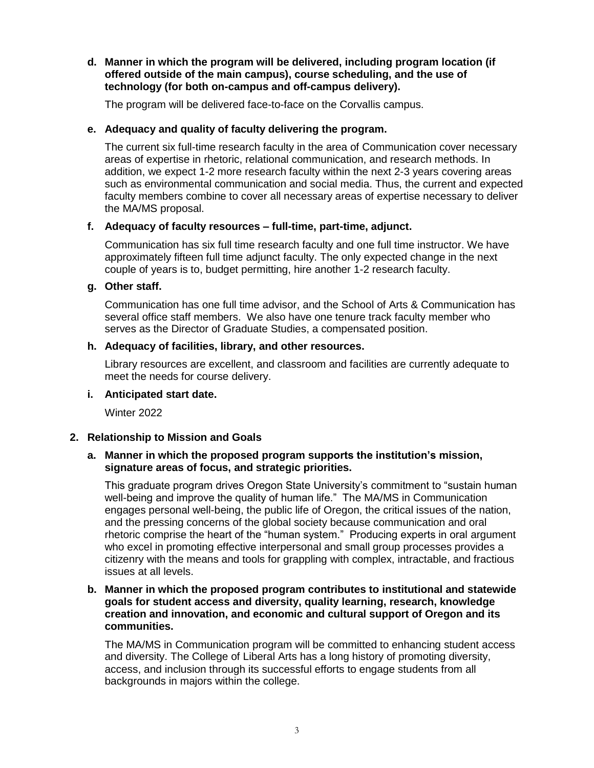**d. Manner in which the program will be delivered, including program location (if offered outside of the main campus), course scheduling, and the use of technology (for both on-campus and off-campus delivery).**

The program will be delivered face-to-face on the Corvallis campus.

**e. Adequacy and quality of faculty delivering the program.**

The current six full-time research faculty in the area of Communication cover necessary areas of expertise in rhetoric, relational communication, and research methods. In addition, we expect 1-2 more research faculty within the next 2-3 years covering areas such as environmental communication and social media. Thus, the current and expected faculty members combine to cover all necessary areas of expertise necessary to deliver the MA/MS proposal.

**f. Adequacy of faculty resources – full-time, part-time, adjunct.**

Communication has six full time research faculty and one full time instructor. We have approximately fifteen full time adjunct faculty. The only expected change in the next couple of years is to, budget permitting, hire another 1-2 research faculty.

**g. Other staff.**

Communication has one full time advisor, and the School of Arts & Communication has several office staff members. We also have one tenure track faculty member who serves as the Director of Graduate Studies, a compensated position.

**h. Adequacy of facilities, library, and other resources.**

Library resources are excellent, and classroom and facilities are currently adequate to meet the needs for course delivery.

**i. Anticipated start date.**

Winter 2022

## 2. Relationship to Mission and Goals

**a. Manner in which the proposed program supports the institution's mission, signature areas of focus, and strategic priorities.**

This graduate program drives Oregon State University's commitment to "sustain human well-being and improve the quality of human life." The MA/MS in Communication engages personal well-being, the public life of Oregon, the critical issues of the nation, and the pressing concerns of the global society because communication and oral rhetoric comprise the heart of the "human system." Producing experts in oral argument who excel in promoting effective interpersonal and small group processes provides a citizenry with the means and tools for grappling with complex, intractable, and fractious issues at all levels.

**b. Manner in which the proposed program contributes to institutional and statewide goals for student access and diversity, quality learning, research, knowledge creation and innovation, and economic and cultural support of Oregon and its communities.**

The MA/MS in Communication program will be committed to enhancing student access and diversity. The College of Liberal Arts has a long history of promoting diversity, access, and inclusion through its successful efforts to engage students from all backgrounds in majors within the college.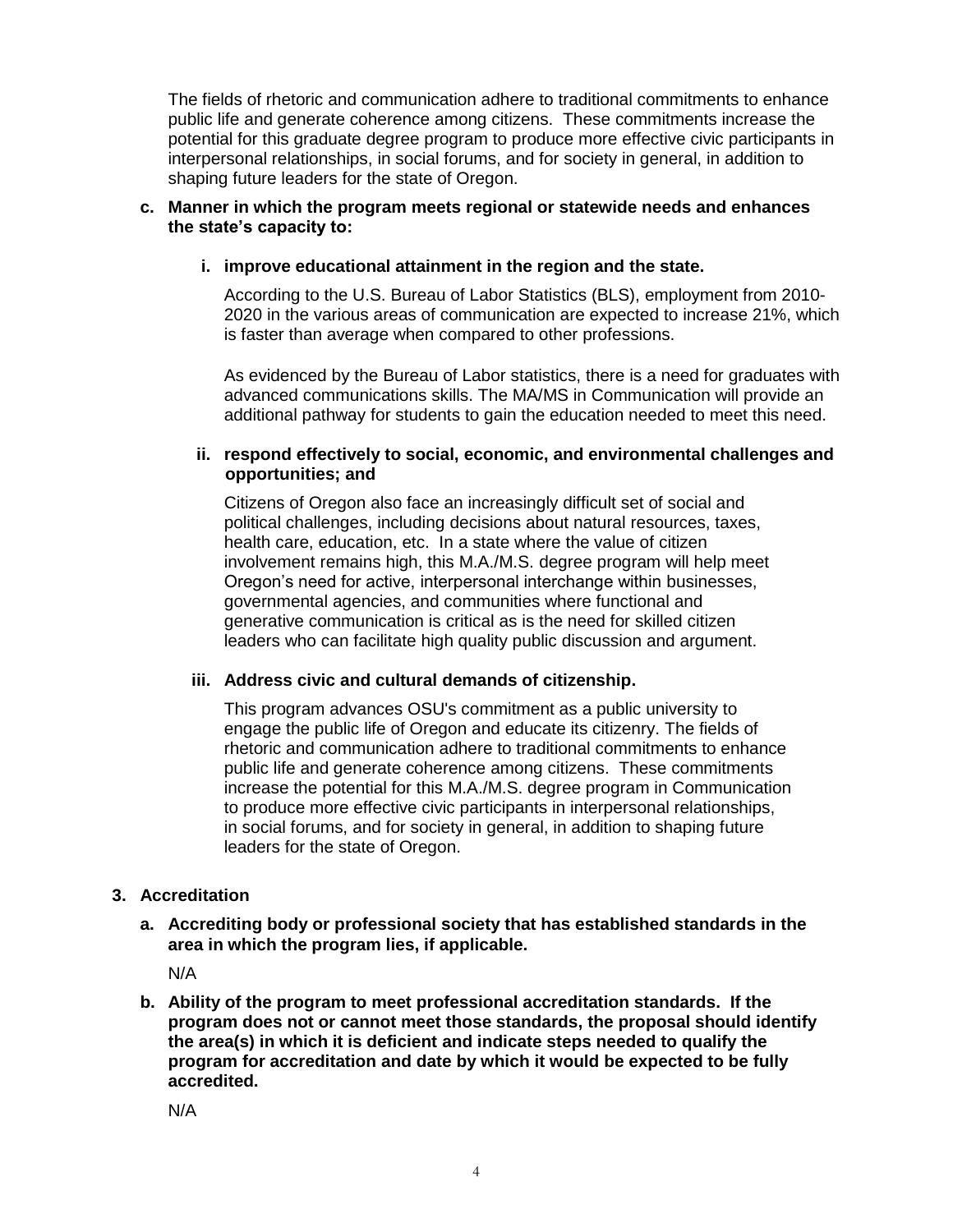The fields of rhetoric and communication adhere to traditional commitments to enhance public life and generate coherence among citizens. These commitments increase the potential for this graduate degree program to produce more effective civic participants in interpersonal relationships, in social forums, and for society in general, in addition to shaping future leaders for the state of Oregon.

**c. Manner in which the program meets regional or statewide needs and enhances the state's capacity to:**

**i. improve educational attainment in the region and the state.**

According to the U.S. Bureau of Labor Statistics (BLS), employment from 2010-2020 in the various areas of communication are expected to increase 21%, which is faster than average when compared to other professions.

As evidenced by the Bureau of Labor statistics, there is a need for graduates with advanced communications skills. The MA/MS in Communication will provide an additional pathway for students to gain the education needed to meet this need.

**ii. respond effectively to social, economic, and environmental challenges and opportunities; and**

Citizens of Oregon also face an increasingly difficult set of social and political challenges, including decisions about natural resources, taxes, health care, education, etc. In a state where the value of citizen involvement remains high, this M.A./M.S. degree program will help meet Oregon's need for active, interpersonal interchange within businesses, governmental agencies, and communities where functional and generative communication is critical as is the need for skilled citizen leaders who can facilitate high quality public discussion and argument.

**iii. Address civic and cultural demands of citizenship.**

This program advances OSU's commitment as a public university to engage the public life of Oregon and educate its citizenry. The fields of rhetoric and communication adhere to traditional commitments to enhance public life and generate coherence among citizens. These commitments increase the potential for this M.A./M.S. degree program in Communication to produce more effective civic participants in interpersonal relationships, in social forums, and for society in general, in addition to shaping future leaders for the state of Oregon.

**3. Accreditation**

**a. Accrediting body or professional society that has established standards in the area in which the program lies, if applicable.**

N/A

**b. Ability of the program to meet professional accreditation standards. If the program does not or cannot meet those standards, the proposal should identify the area(s) in which it is deficient and indicate steps needed to qualify the program for accreditation and date by which it would be expected to be fully accredited.**

N/A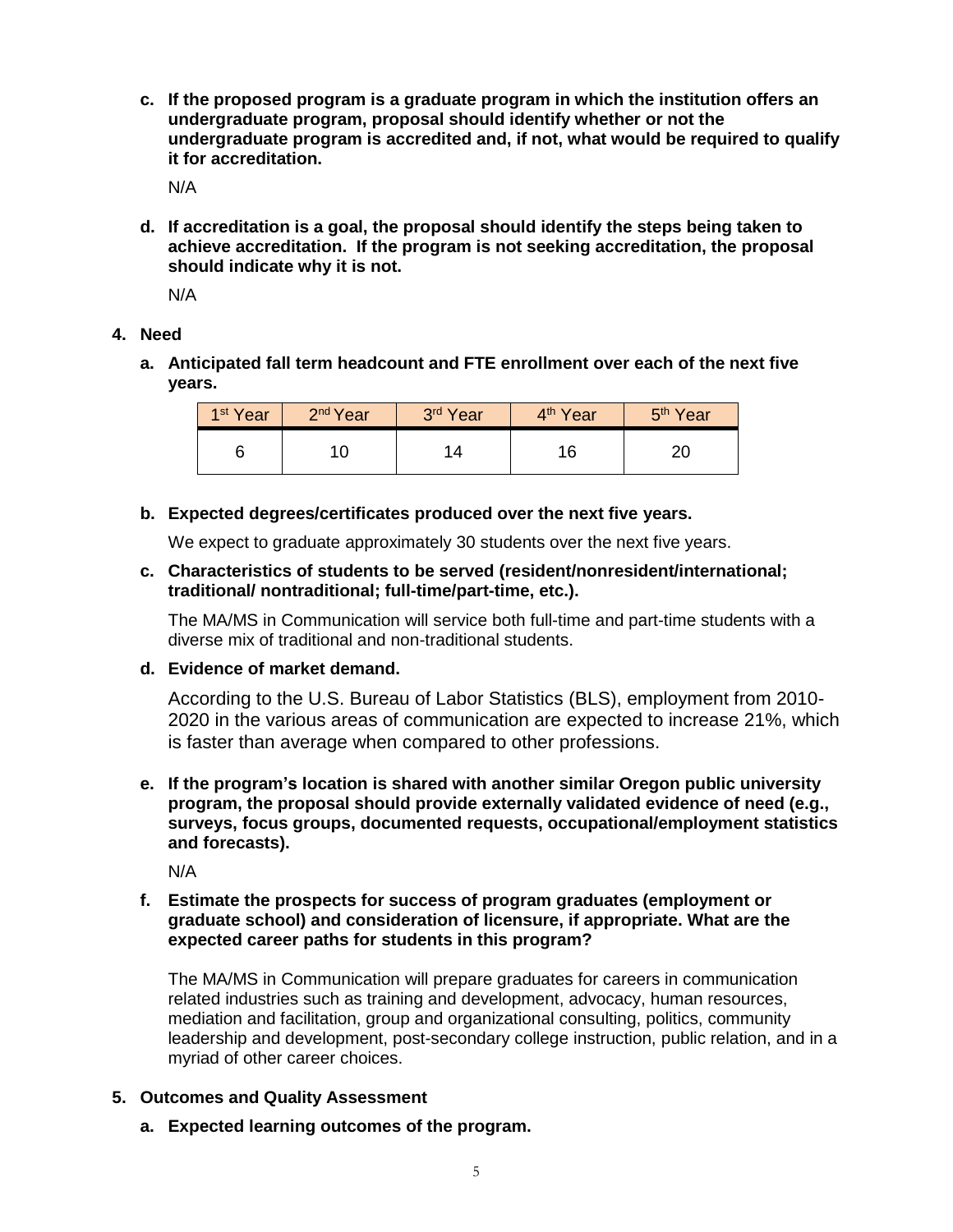**c. If the proposed program is a graduate program in which the institution offers an undergraduate program, proposal should identify whether or not the undergraduate program is accredited and, if not, what would be required to qualify it for accreditation.**

N/A

**d. If accreditation is a goal, the proposal should identify the steps being taken to achieve accreditation. If the program is not seeking accreditation, the proposal should indicate why it is not.**

N/A

## 4. Need

**a. Anticipated fall term headcount and FTE enrollment over each of the next five years.**

| 1st Year | 2nd Year | 3rd Year | 4th Year | 5th Year |
|---|---|---|---|---|
| 6 | 10 | 14 | 16 | 20 |

**b. Expected degrees/certificates produced over the next five years.**

We expect to graduate approximately 30 students over the next five years.

**c. Characteristics of students to be served (resident/nonresident/international; traditional/ nontraditional; full-time/part-time, etc.).**

The MA/MS in Communication will service both full-time and part-time students with a diverse mix of traditional and non-traditional students.

**d. Evidence of market demand.**

According to the U.S. Bureau of Labor Statistics (BLS), employment from 2010-2020 in the various areas of communication are expected to increase 21%, which is faster than average when compared to other professions.

**e. If the program's location is shared with another similar Oregon public university program, the proposal should provide externally validated evidence of need (e.g., surveys, focus groups, documented requests, occupational/employment statistics and forecasts).**

N/A

**f. Estimate the prospects for success of program graduates (employment or graduate school) and consideration of licensure, if appropriate. What are the expected career paths for students in this program?**

The MA/MS in Communication will prepare graduates for careers in communication related industries such as training and development, advocacy, human resources, mediation and facilitation, group and organizational consulting, politics, community leadership and development, post-secondary college instruction, public relation, and in a myriad of other career choices.

## 5. Outcomes and Quality Assessment

**a. Expected learning outcomes of the program.**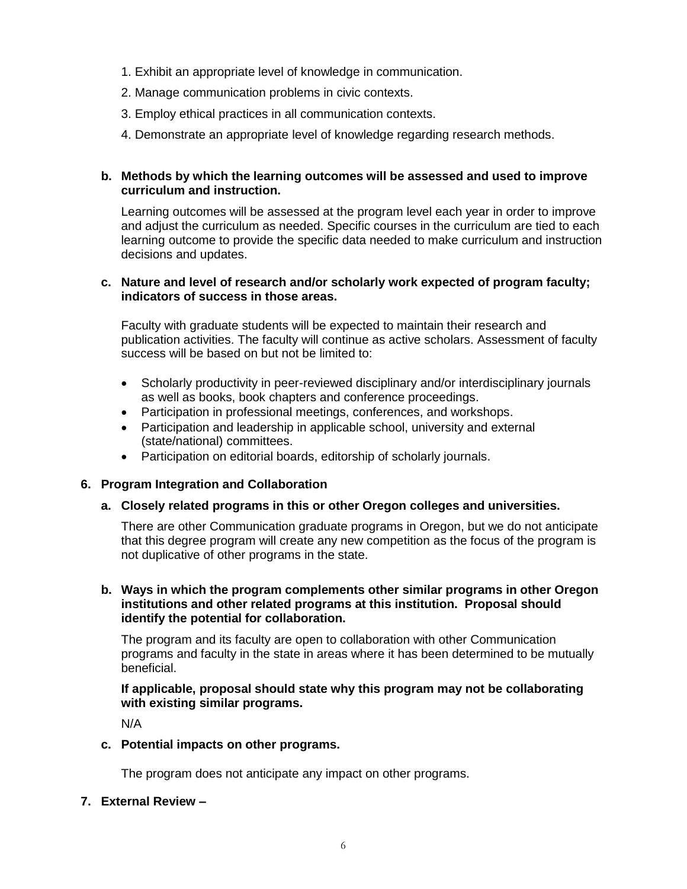1. Exhibit an appropriate level of knowledge in communication.
2. Manage communication problems in civic contexts.
3. Employ ethical practices in all communication contexts.
4. Demonstrate an appropriate level of knowledge regarding research methods.

**b. Methods by which the learning outcomes will be assessed and used to improve curriculum and instruction.**

Learning outcomes will be assessed at the program level each year in order to improve and adjust the curriculum as needed. Specific courses in the curriculum are tied to each learning outcome to provide the specific data needed to make curriculum and instruction decisions and updates.

**c. Nature and level of research and/or scholarly work expected of program faculty; indicators of success in those areas.**

Faculty with graduate students will be expected to maintain their research and publication activities. The faculty will continue as active scholars. Assessment of faculty success will be based on but not be limited to:

- Scholarly productivity in peer-reviewed disciplinary and/or interdisciplinary journals as well as books, book chapters and conference proceedings.
- Participation in professional meetings, conferences, and workshops.
- Participation and leadership in applicable school, university and external (state/national) committees.
- Participation on editorial boards, editorship of scholarly journals.

## 6. Program Integration and Collaboration

**a. Closely related programs in this or other Oregon colleges and universities.**

There are other Communication graduate programs in Oregon, but we do not anticipate that this degree program will create any new competition as the focus of the program is not duplicative of other programs in the state.

**b. Ways in which the program complements other similar programs in other Oregon institutions and other related programs at this institution. Proposal should identify the potential for collaboration.**

The program and its faculty are open to collaboration with other Communication programs and faculty in the state in areas where it has been determined to be mutually beneficial.

**If applicable, proposal should state why this program may not be collaborating with existing similar programs.**

N/A

**c. Potential impacts on other programs.**

The program does not anticipate any impact on other programs.

## 7. External Review –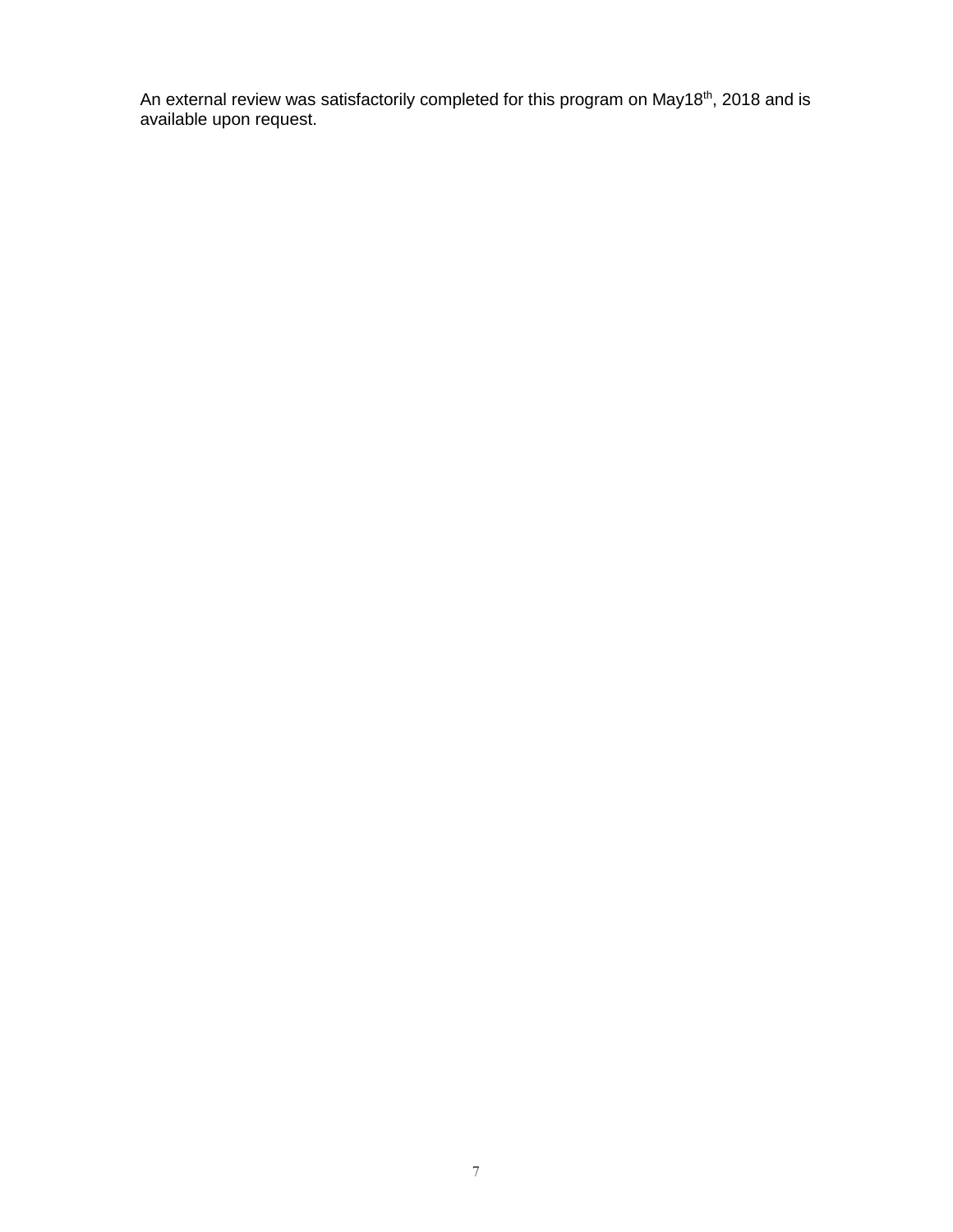An external review was satisfactorily completed for this program on May18th, 2018 and is available upon request.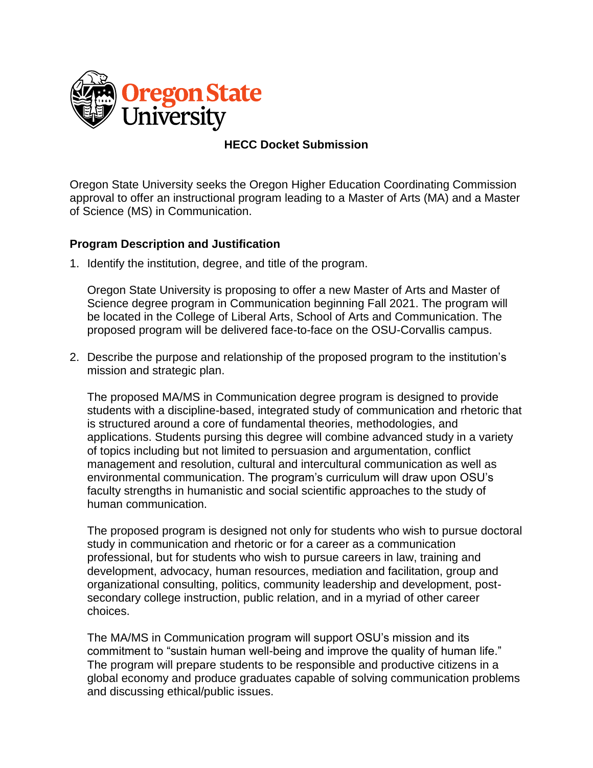**HECC Docket Submission**

Oregon State University seeks the Oregon Higher Education Coordinating Commission approval to offer an instructional program leading to a Master of Arts (MA) and a Master of Science (MS) in Communication.

## Program Description and Justification

1. Identify the institution, degree, and title of the program.

   Oregon State University is proposing to offer a new Master of Arts and Master of Science degree program in Communication beginning Fall 2021. The program will be located in the College of Liberal Arts, School of Arts and Communication. The proposed program will be delivered face-to-face on the OSU-Corvallis campus.

2. Describe the purpose and relationship of the proposed program to the institution's mission and strategic plan.

   The proposed MA/MS in Communication degree program is designed to provide students with a discipline-based, integrated study of communication and rhetoric that is structured around a core of fundamental theories, methodologies, and applications. Students pursing this degree will combine advanced study in a variety of topics including but not limited to persuasion and argumentation, conflict management and resolution, cultural and intercultural communication as well as environmental communication. The program's curriculum will draw upon OSU's faculty strengths in humanistic and social scientific approaches to the study of human communication.

   The proposed program is designed not only for students who wish to pursue doctoral study in communication and rhetoric or for a career as a communication professional, but for students who wish to pursue careers in law, training and development, advocacy, human resources, mediation and facilitation, group and organizational consulting, politics, community leadership and development, post-secondary college instruction, public relation, and in a myriad of other career choices.

   The MA/MS in Communication program will support OSU's mission and its commitment to "sustain human well-being and improve the quality of human life." The program will prepare students to be responsible and productive citizens in a global economy and produce graduates capable of solving communication problems and discussing ethical/public issues.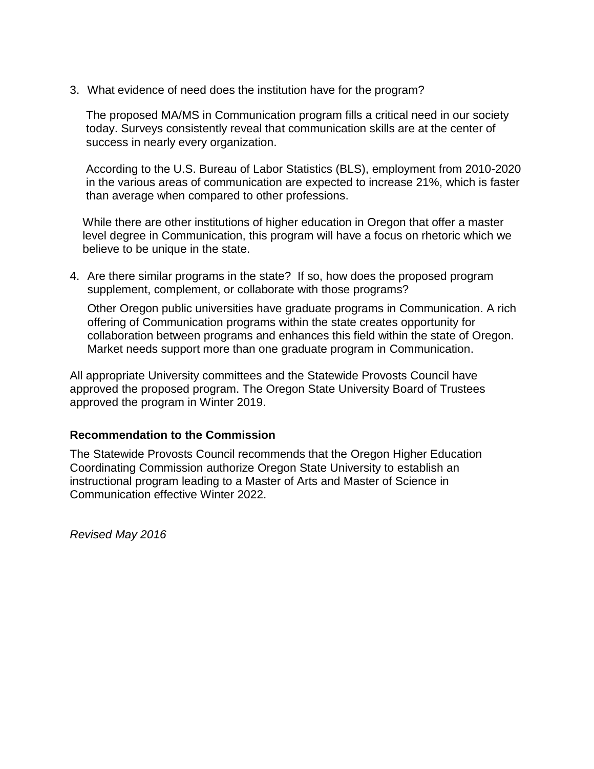3. What evidence of need does the institution have for the program?

   The proposed MA/MS in Communication program fills a critical need in our society today. Surveys consistently reveal that communication skills are at the center of success in nearly every organization.

   According to the U.S. Bureau of Labor Statistics (BLS), employment from 2010-2020 in the various areas of communication are expected to increase 21%, which is faster than average when compared to other professions.

   While there are other institutions of higher education in Oregon that offer a master level degree in Communication, this program will have a focus on rhetoric which we believe to be unique in the state.

4. Are there similar programs in the state? If so, how does the proposed program supplement, complement, or collaborate with those programs?

   Other Oregon public universities have graduate programs in Communication. A rich offering of Communication programs within the state creates opportunity for collaboration between programs and enhances this field within the state of Oregon. Market needs support more than one graduate program in Communication.

All appropriate University committees and the Statewide Provosts Council have approved the proposed program. The Oregon State University Board of Trustees approved the program in Winter 2019.

**Recommendation to the Commission**

The Statewide Provosts Council recommends that the Oregon Higher Education Coordinating Commission authorize Oregon State University to establish an instructional program leading to a Master of Arts and Master of Science in Communication effective Winter 2022.

*Revised May 2016*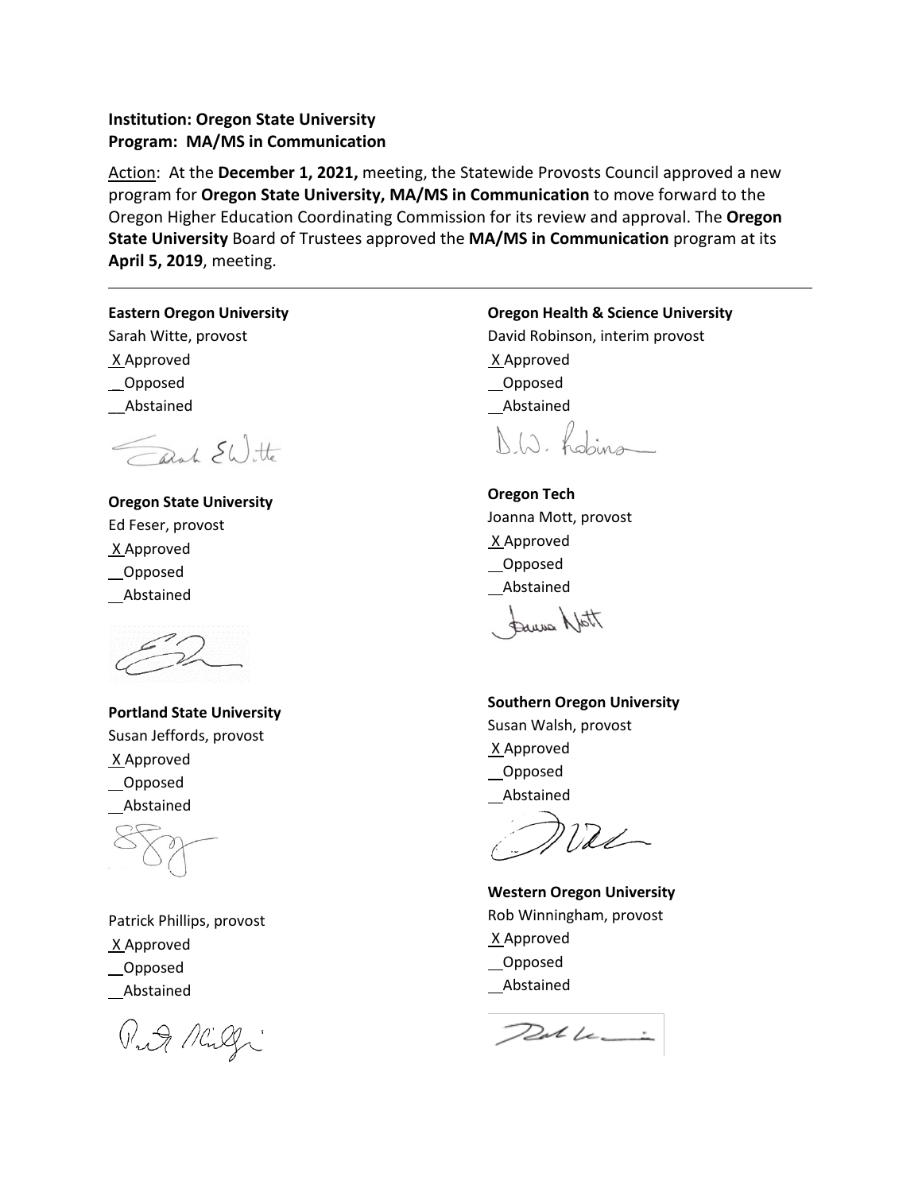**Institution: Oregon State University**
**Program: MA/MS in Communication**

Action: At the **December 1, 2021,** meeting, the Statewide Provosts Council approved a new program for **Oregon State University, MA/MS in Communication** to move forward to the Oregon Higher Education Coordinating Commission for its review and approval. The **Oregon State University** Board of Trustees approved the **MA/MS in Communication** program at its **April 5, 2019**, meeting.

---

**Eastern Oregon University**
Sarah Witte, provost
X Approved
__Opposed
__Abstained

**Oregon State University**
Ed Feser, provost
X Approved
__Opposed
__Abstained

**Portland State University**
Susan Jeffords, provost
X Approved
__Opposed
__Abstained

Patrick Phillips, provost
X Approved
__Opposed
__Abstained

**Oregon Health & Science University**
David Robinson, interim provost
X Approved
__Opposed
__Abstained

**Oregon Tech**
Joanna Mott, provost
X Approved
__Opposed
__Abstained

**Southern Oregon University**
Susan Walsh, provost
X Approved
__Opposed
__Abstained

**Western Oregon University**
Rob Winningham, provost
X Approved
__Opposed
__Abstained